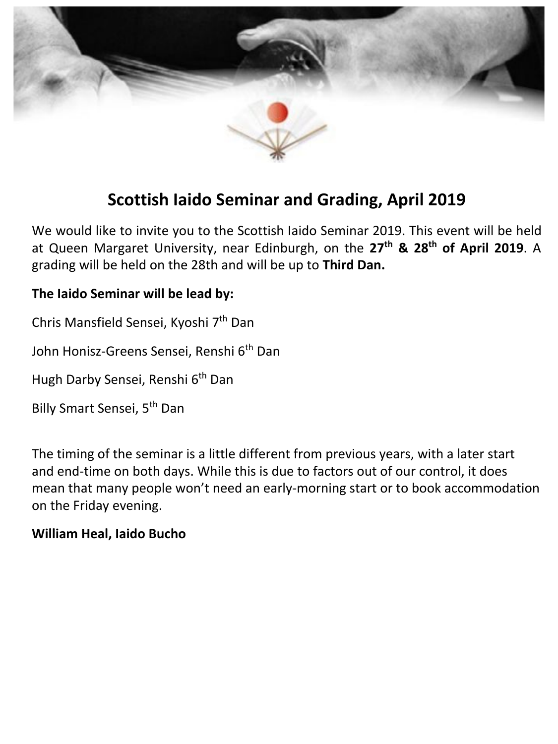# Scottish Iaido Seminar and Grading, April 2019

We would like to invite you to the Scottish Iaido Seminar 2019. This event will be held at Queen Margaret University, near Edinburgh, on the **27th & 28th of April 2019**. A grading will be held on the 28th and will be up to **Third Dan.**

**The Iaido Seminar will be lead by:**

Chris Mansfield Sensei, Kyoshi 7th Dan

John Honisz-Greens Sensei, Renshi 6th Dan

Hugh Darby Sensei, Renshi 6th Dan

Billy Smart Sensei, 5th Dan

The timing of the seminar is a little different from previous years, with a later start and end-time on both days. While this is due to factors out of our control, it does mean that many people won't need an early-morning start or to book accommodation on the Friday evening.

**William Heal, Iaido Bucho**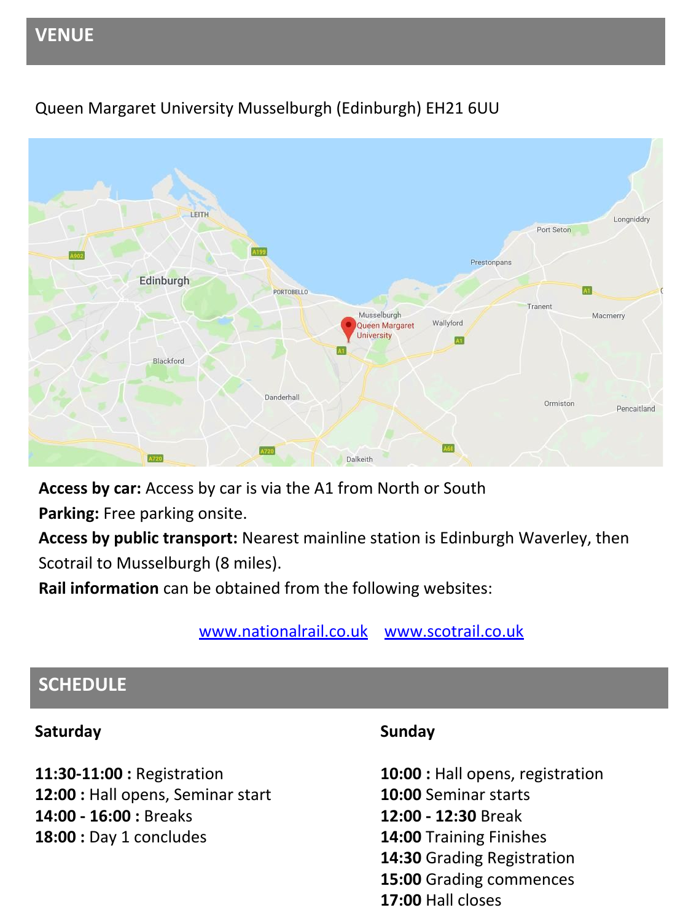## VENUE

Queen Margaret University Musselburgh (Edinburgh) EH21 6UU

**Access by car:** Access by car is via the A1 from North or South

**Parking:** Free parking onsite.

**Access by public transport:** Nearest mainline station is Edinburgh Waverley, then Scotrail to Musselburgh (8 miles).

**Rail information** can be obtained from the following websites:

www.nationalrail.co.uk   www.scotrail.co.uk

## SCHEDULE

### Saturday

**11:30-11:00 :** Registration
**12:00 :** Hall opens, Seminar start
**14:00 - 16:00 :** Breaks
**18:00 :** Day 1 concludes

### Sunday

**10:00 :** Hall opens, registration
**10:00** Seminar starts
**12:00 - 12:30** Break
**14:00** Training Finishes
**14:30** Grading Registration
**15:00** Grading commences
**17:00** Hall closes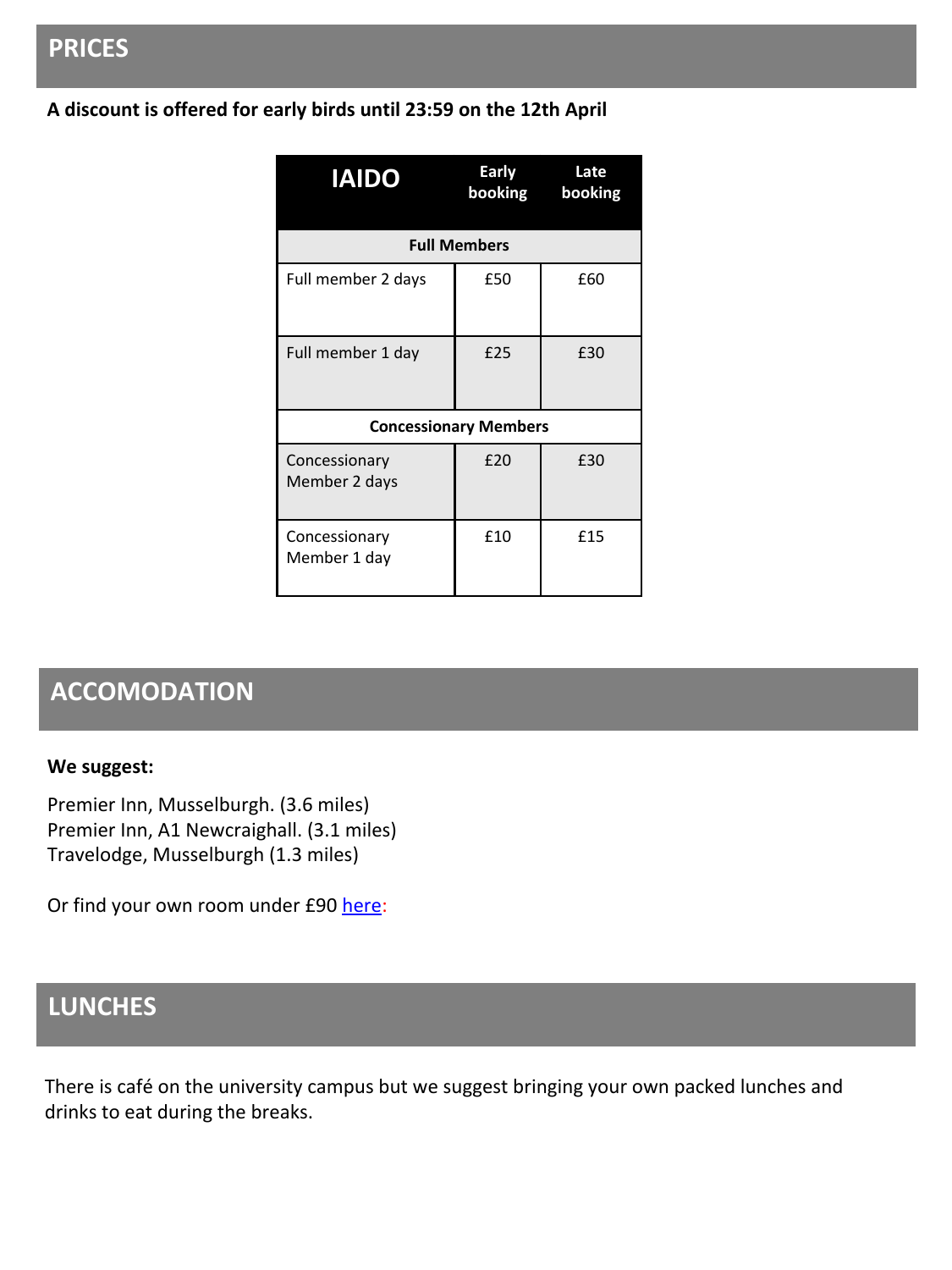## PRICES

**A discount is offered for early birds until 23:59 on the 12th April**

| IAIDO | Early booking | Late booking |
|---|---|---|
| **Full Members** | | |
| Full member 2 days | £50 | £60 |
| Full member 1 day | £25 | £30 |
| **Concessionary Members** | | |
| Concessionary Member 2 days | £20 | £30 |
| Concessionary Member 1 day | £10 | £15 |

## ACCOMODATION

**We suggest:**

Premier Inn, Musselburgh. (3.6 miles)
Premier Inn, A1 Newcraighall. (3.1 miles)
Travelodge, Musselburgh (1.3 miles)

Or find your own room under £90 here:

## LUNCHES

There is café on the university campus but we suggest bringing your own packed lunches and drinks to eat during the breaks.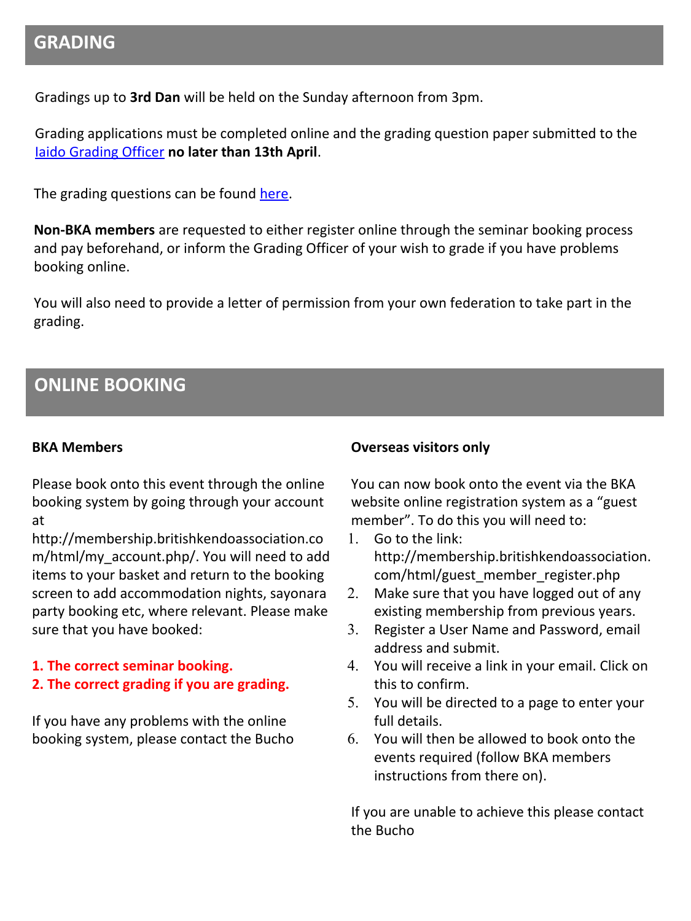## GRADING

Gradings up to **3rd Dan** will be held on the Sunday afternoon from 3pm.

Grading applications must be completed online and the grading question paper submitted to the Iaido Grading Officer **no later than 13th April**.

The grading questions can be found here.

**Non-BKA members** are requested to either register online through the seminar booking process and pay beforehand, or inform the Grading Officer of your wish to grade if you have problems booking online.

You will also need to provide a letter of permission from your own federation to take part in the grading.

## ONLINE BOOKING

**BKA Members**

Please book onto this event through the online booking system by going through your account at http://membership.britishkendoassociation.com/html/my_account.php/. You will need to add items to your basket and return to the booking screen to add accommodation nights, sayonara party booking etc, where relevant. Please make sure that you have booked:

**1. The correct seminar booking.**
**2. The correct grading if you are grading.**

If you have any problems with the online booking system, please contact the Bucho

**Overseas visitors only**

You can now book onto the event via the BKA website online registration system as a "guest member". To do this you will need to:

1. Go to the link: http://membership.britishkendoassociation.com/html/guest_member_register.php
2. Make sure that you have logged out of any existing membership from previous years.
3. Register a User Name and Password, email address and submit.
4. You will receive a link in your email. Click on this to confirm.
5. You will be directed to a page to enter your full details.
6. You will then be allowed to book onto the events required (follow BKA members instructions from there on).

If you are unable to achieve this please contact the Bucho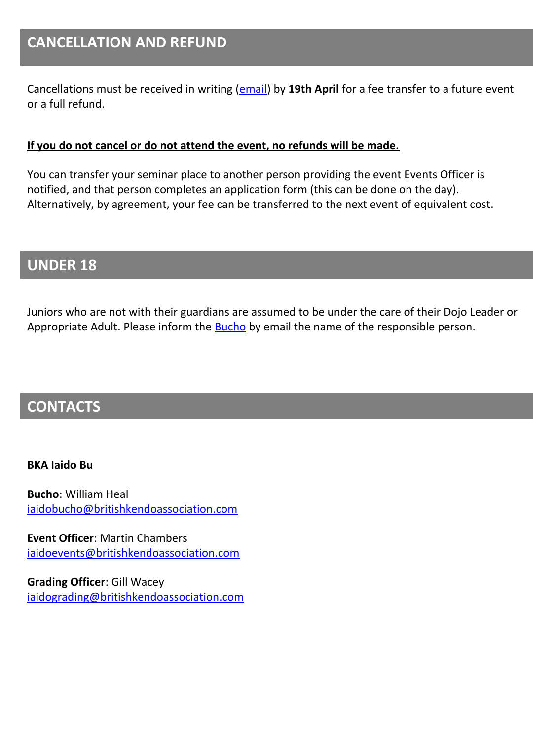## CANCELLATION AND REFUND

Cancellations must be received in writing (email) by **19th April** for a fee transfer to a future event or a full refund.

**If you do not cancel or do not attend the event, no refunds will be made.**

You can transfer your seminar place to another person providing the event Events Officer is notified, and that person completes an application form (this can be done on the day). Alternatively, by agreement, your fee can be transferred to the next event of equivalent cost.

## UNDER 18

Juniors who are not with their guardians are assumed to be under the care of their Dojo Leader or Appropriate Adult. Please inform the Bucho by email the name of the responsible person.

## CONTACTS

**BKA Iaido Bu**

**Bucho**: William Heal
iaidobucho@britishkendoassociation.com

**Event Officer**: Martin Chambers
iaidoevents@britishkendoassociation.com

**Grading Officer**: Gill Wacey
iaidograding@britishkendoassociation.com